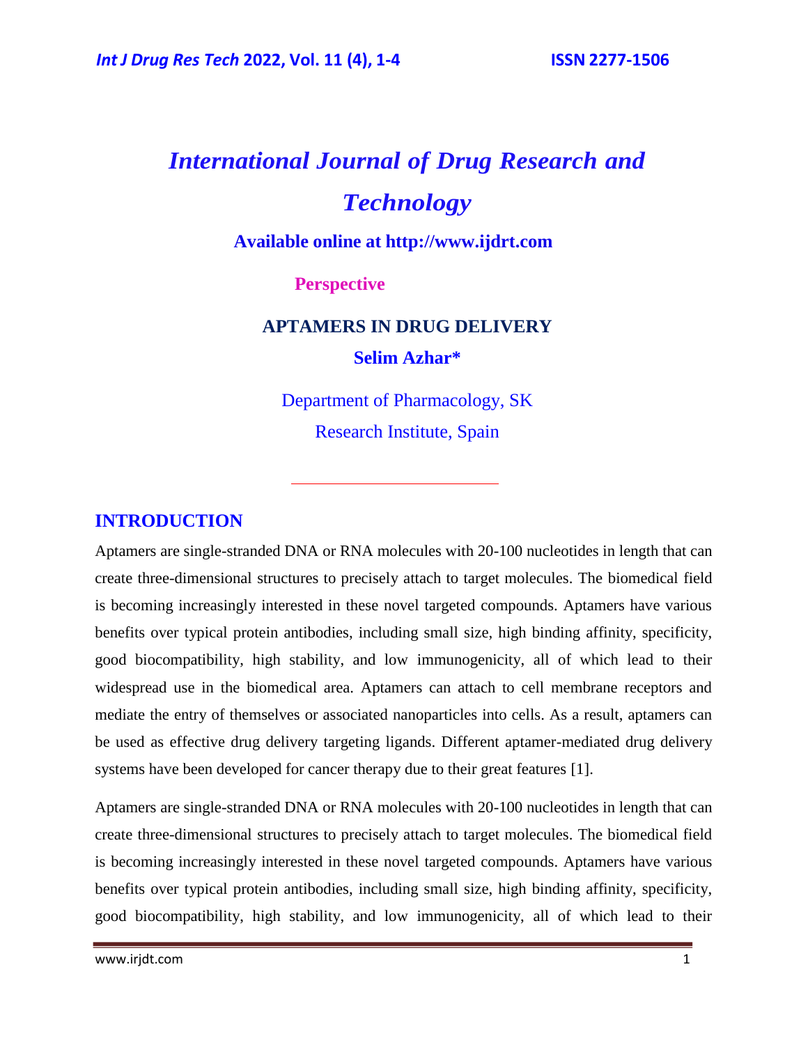# International Journal of Drug Research and Technology

**Available online at http://www.ijdrt.com**

**Perspective**

## APTAMERS IN DRUG DELIVERY

**Selim Azhar***

Department of Pharmacology, SK Research Institute, Spain

## INTRODUCTION

Aptamers are single-stranded DNA or RNA molecules with 20-100 nucleotides in length that can create three-dimensional structures to precisely attach to target molecules. The biomedical field is becoming increasingly interested in these novel targeted compounds. Aptamers have various benefits over typical protein antibodies, including small size, high binding affinity, specificity, good biocompatibility, high stability, and low immunogenicity, all of which lead to their widespread use in the biomedical area. Aptamers can attach to cell membrane receptors and mediate the entry of themselves or associated nanoparticles into cells. As a result, aptamers can be used as effective drug delivery targeting ligands. Different aptamer-mediated drug delivery systems have been developed for cancer therapy due to their great features [1].

Aptamers are single-stranded DNA or RNA molecules with 20-100 nucleotides in length that can create three-dimensional structures to precisely attach to target molecules. The biomedical field is becoming increasingly interested in these novel targeted compounds. Aptamers have various benefits over typical protein antibodies, including small size, high binding affinity, specificity, good biocompatibility, high stability, and low immunogenicity, all of which lead to their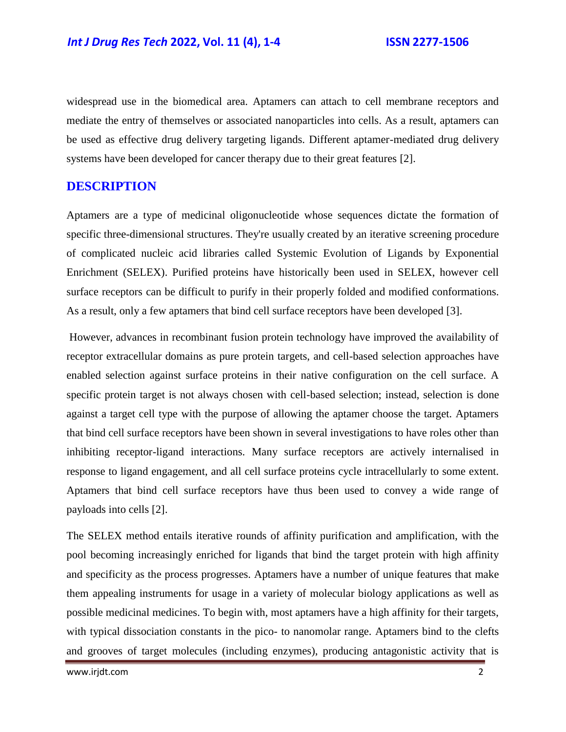widespread use in the biomedical area. Aptamers can attach to cell membrane receptors and mediate the entry of themselves or associated nanoparticles into cells. As a result, aptamers can be used as effective drug delivery targeting ligands. Different aptamer-mediated drug delivery systems have been developed for cancer therapy due to their great features [2].

## DESCRIPTION

Aptamers are a type of medicinal oligonucleotide whose sequences dictate the formation of specific three-dimensional structures. They're usually created by an iterative screening procedure of complicated nucleic acid libraries called Systemic Evolution of Ligands by Exponential Enrichment (SELEX). Purified proteins have historically been used in SELEX, however cell surface receptors can be difficult to purify in their properly folded and modified conformations. As a result, only a few aptamers that bind cell surface receptors have been developed [3].

However, advances in recombinant fusion protein technology have improved the availability of receptor extracellular domains as pure protein targets, and cell-based selection approaches have enabled selection against surface proteins in their native configuration on the cell surface. A specific protein target is not always chosen with cell-based selection; instead, selection is done against a target cell type with the purpose of allowing the aptamer choose the target. Aptamers that bind cell surface receptors have been shown in several investigations to have roles other than inhibiting receptor-ligand interactions. Many surface receptors are actively internalised in response to ligand engagement, and all cell surface proteins cycle intracellularly to some extent. Aptamers that bind cell surface receptors have thus been used to convey a wide range of payloads into cells [2].

The SELEX method entails iterative rounds of affinity purification and amplification, with the pool becoming increasingly enriched for ligands that bind the target protein with high affinity and specificity as the process progresses. Aptamers have a number of unique features that make them appealing instruments for usage in a variety of molecular biology applications as well as possible medicinal medicines. To begin with, most aptamers have a high affinity for their targets, with typical dissociation constants in the pico- to nanomolar range. Aptamers bind to the clefts and grooves of target molecules (including enzymes), producing antagonistic activity that is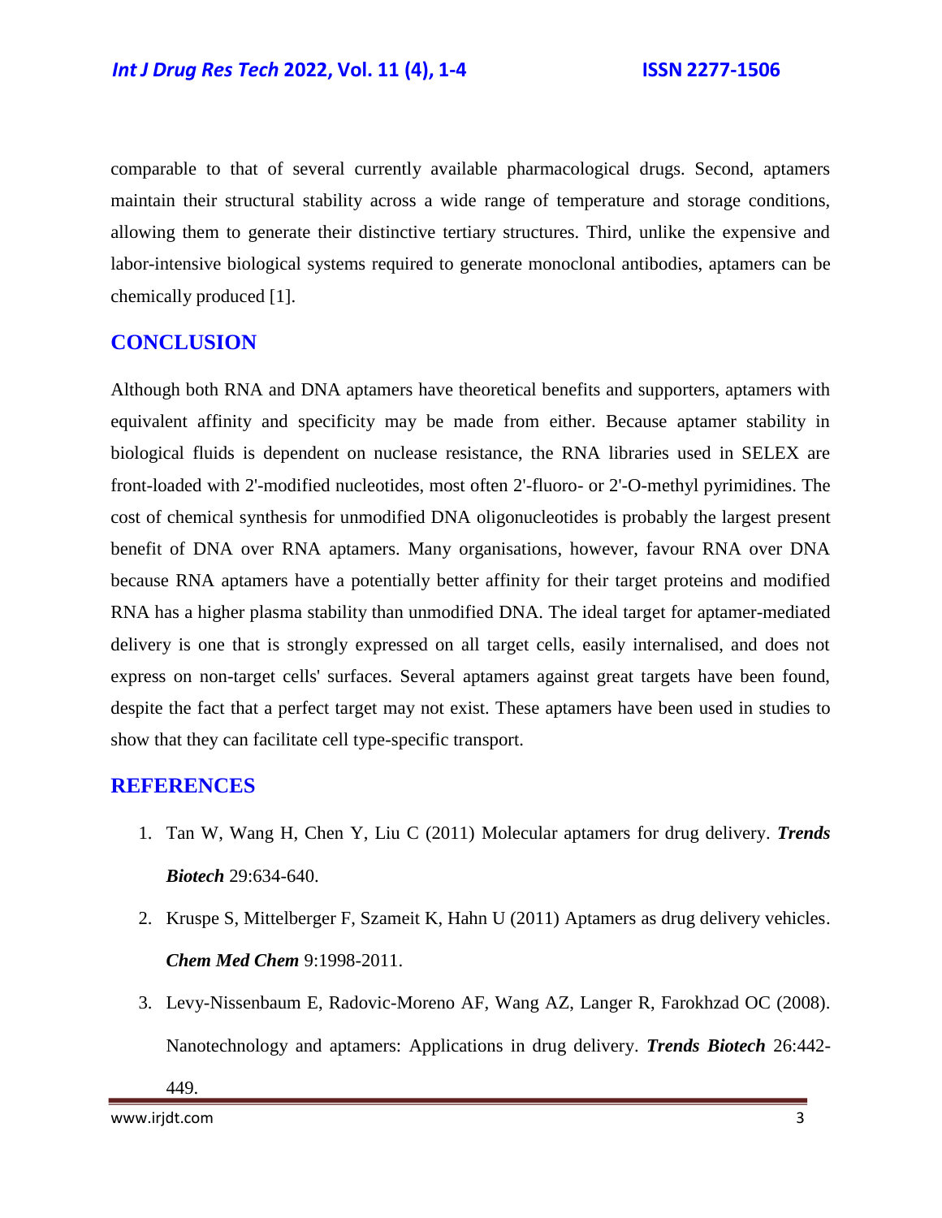comparable to that of several currently available pharmacological drugs. Second, aptamers maintain their structural stability across a wide range of temperature and storage conditions, allowing them to generate their distinctive tertiary structures. Third, unlike the expensive and labor-intensive biological systems required to generate monoclonal antibodies, aptamers can be chemically produced [1].

## CONCLUSION

Although both RNA and DNA aptamers have theoretical benefits and supporters, aptamers with equivalent affinity and specificity may be made from either. Because aptamer stability in biological fluids is dependent on nuclease resistance, the RNA libraries used in SELEX are front-loaded with 2'-modified nucleotides, most often 2'-fluoro- or 2'-O-methyl pyrimidines. The cost of chemical synthesis for unmodified DNA oligonucleotides is probably the largest present benefit of DNA over RNA aptamers. Many organisations, however, favour RNA over DNA because RNA aptamers have a potentially better affinity for their target proteins and modified RNA has a higher plasma stability than unmodified DNA. The ideal target for aptamer-mediated delivery is one that is strongly expressed on all target cells, easily internalised, and does not express on non-target cells' surfaces. Several aptamers against great targets have been found, despite the fact that a perfect target may not exist. These aptamers have been used in studies to show that they can facilitate cell type-specific transport.

## REFERENCES

1. Tan W, Wang H, Chen Y, Liu C (2011) Molecular aptamers for drug delivery. ***Trends Biotech*** 29:634-640.
2. Kruspe S, Mittelberger F, Szameit K, Hahn U (2011) Aptamers as drug delivery vehicles. ***Chem Med Chem*** 9:1998-2011.
3. Levy-Nissenbaum E, Radovic-Moreno AF, Wang AZ, Langer R, Farokhzad OC (2008). Nanotechnology and aptamers: Applications in drug delivery. ***Trends Biotech*** 26:442-449.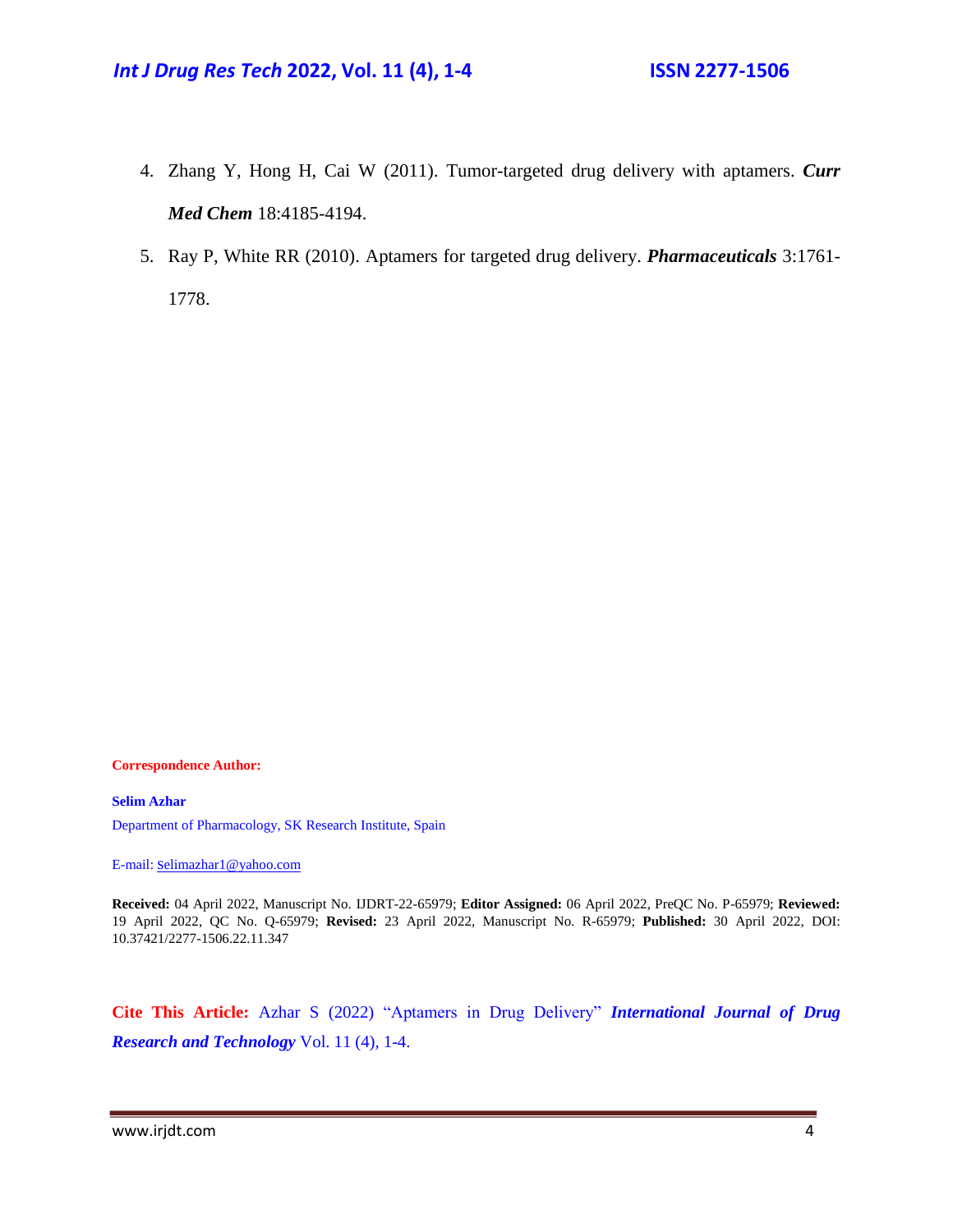4. Zhang Y, Hong H, Cai W (2011). Tumor-targeted drug delivery with aptamers. ***Curr Med Chem*** 18:4185-4194.
5. Ray P, White RR (2010). Aptamers for targeted drug delivery. ***Pharmaceuticals*** 3:1761-1778.

**Correspondence Author:**

**Selim Azhar**

Department of Pharmacology, SK Research Institute, Spain

E-mail: Selimazhar1@yahoo.com

**Received:** 04 April 2022, Manuscript No. IJDRT-22-65979; **Editor Assigned:** 06 April 2022, PreQC No. P-65979; **Reviewed:** 19 April 2022, QC No. Q-65979; **Revised:** 23 April 2022, Manuscript No. R-65979; **Published:** 30 April 2022, DOI: 10.37421/2277-1506.22.11.347

**Cite This Article:** Azhar S (2022) "Aptamers in Drug Delivery" ***International Journal of Drug Research and Technology*** Vol. 11 (4), 1-4.